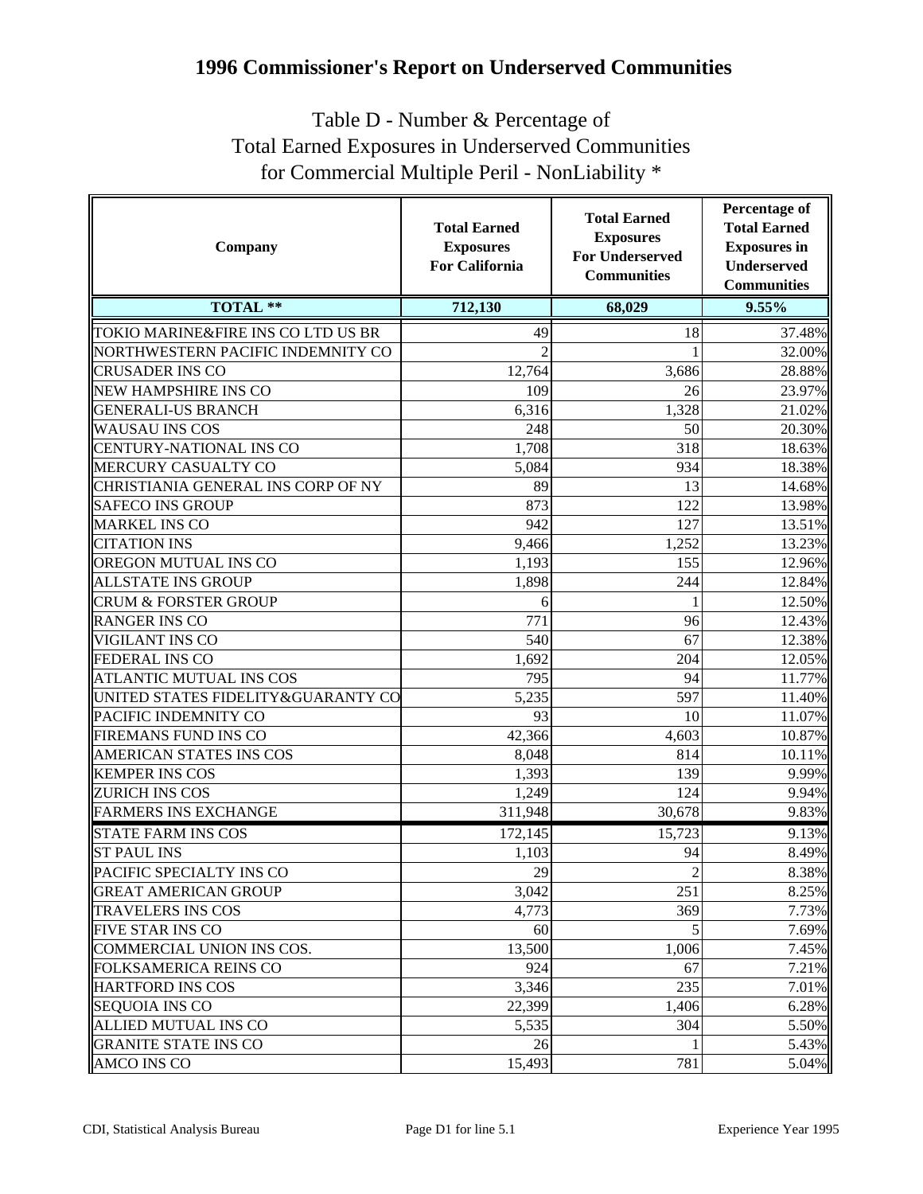# 1996 Commissioner's Report on Underserved Communities

## Table D - Number & Percentage of Total Earned Exposures in Underserved Communities for Commercial Multiple Peril - NonLiability *

| Company | Total Earned Exposures For California | Total Earned Exposures For Underserved Communities | Percentage of Total Earned Exposures in Underserved Communities |
|---|---|---|---|
| **TOTAL \*\*** | **712,130** | **68,029** | **9.55%** |
| TOKIO MARINE&FIRE INS CO LTD US BR | 49 | 18 | 37.48% |
| NORTHWESTERN PACIFIC INDEMNITY CO | 2 | 1 | 32.00% |
| CRUSADER INS CO | 12,764 | 3,686 | 28.88% |
| NEW HAMPSHIRE INS CO | 109 | 26 | 23.97% |
| GENERALI-US BRANCH | 6,316 | 1,328 | 21.02% |
| WAUSAU INS COS | 248 | 50 | 20.30% |
| CENTURY-NATIONAL INS CO | 1,708 | 318 | 18.63% |
| MERCURY CASUALTY CO | 5,084 | 934 | 18.38% |
| CHRISTIANIA GENERAL INS CORP OF NY | 89 | 13 | 14.68% |
| SAFECO INS GROUP | 873 | 122 | 13.98% |
| MARKEL INS CO | 942 | 127 | 13.51% |
| CITATION INS | 9,466 | 1,252 | 13.23% |
| OREGON MUTUAL INS CO | 1,193 | 155 | 12.96% |
| ALLSTATE INS GROUP | 1,898 | 244 | 12.84% |
| CRUM & FORSTER GROUP | 6 | 1 | 12.50% |
| RANGER INS CO | 771 | 96 | 12.43% |
| VIGILANT INS CO | 540 | 67 | 12.38% |
| FEDERAL INS CO | 1,692 | 204 | 12.05% |
| ATLANTIC MUTUAL INS COS | 795 | 94 | 11.77% |
| UNITED STATES FIDELITY&GUARANTY CO | 5,235 | 597 | 11.40% |
| PACIFIC INDEMNITY CO | 93 | 10 | 11.07% |
| FIREMANS FUND INS CO | 42,366 | 4,603 | 10.87% |
| AMERICAN STATES INS COS | 8,048 | 814 | 10.11% |
| KEMPER INS COS | 1,393 | 139 | 9.99% |
| ZURICH INS COS | 1,249 | 124 | 9.94% |
| FARMERS INS EXCHANGE | 311,948 | 30,678 | 9.83% |
| STATE FARM INS COS | 172,145 | 15,723 | 9.13% |
| ST PAUL INS | 1,103 | 94 | 8.49% |
| PACIFIC SPECIALTY INS CO | 29 | 2 | 8.38% |
| GREAT AMERICAN GROUP | 3,042 | 251 | 8.25% |
| TRAVELERS INS COS | 4,773 | 369 | 7.73% |
| FIVE STAR INS CO | 60 | 5 | 7.69% |
| COMMERCIAL UNION INS COS. | 13,500 | 1,006 | 7.45% |
| FOLKSAMERICA REINS CO | 924 | 67 | 7.21% |
| HARTFORD INS COS | 3,346 | 235 | 7.01% |
| SEQUOIA INS CO | 22,399 | 1,406 | 6.28% |
| ALLIED MUTUAL INS CO | 5,535 | 304 | 5.50% |
| GRANITE STATE INS CO | 26 | 1 | 5.43% |
| AMCO INS CO | 15,493 | 781 | 5.04% |

CDI, Statistical Analysis Bureau — Page D1 for line 5.1 — Experience Year 1995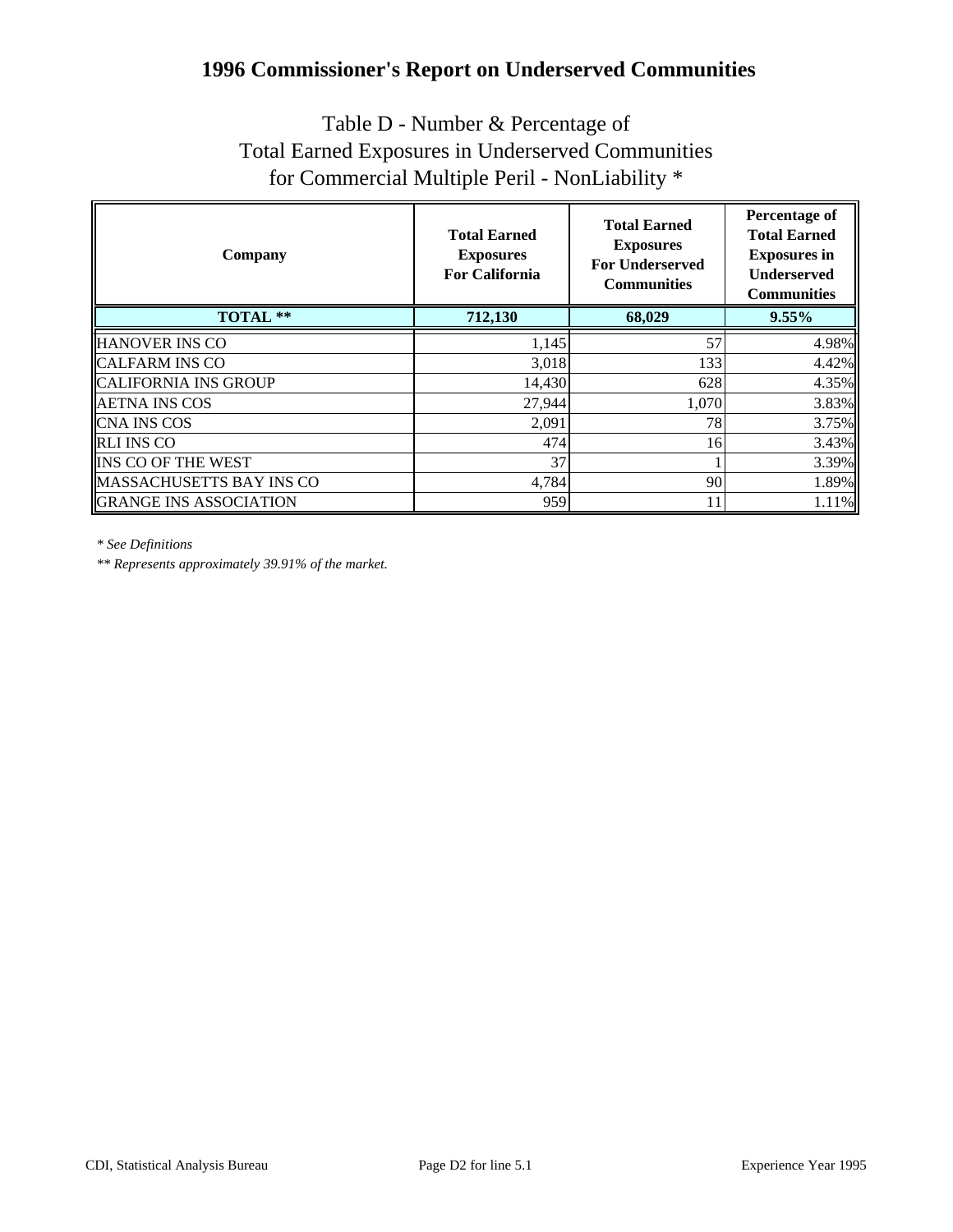# 1996 Commissioner's Report on Underserved Communities

## Table D - Number & Percentage of Total Earned Exposures in Underserved Communities for Commercial Multiple Peril - NonLiability *

| Company | Total Earned Exposures For California | Total Earned Exposures For Underserved Communities | Percentage of Total Earned Exposures in Underserved Communities |
|---|---|---|---|
| **TOTAL \*\*** | **712,130** | **68,029** | **9.55%** |
| HANOVER INS CO | 1,145 | 57 | 4.98% |
| CALFARM INS CO | 3,018 | 133 | 4.42% |
| CALIFORNIA INS GROUP | 14,430 | 628 | 4.35% |
| AETNA INS COS | 27,944 | 1,070 | 3.83% |
| CNA INS COS | 2,091 | 78 | 3.75% |
| RLI INS CO | 474 | 16 | 3.43% |
| INS CO OF THE WEST | 37 | 1 | 3.39% |
| MASSACHUSETTS BAY INS CO | 4,784 | 90 | 1.89% |
| GRANGE INS ASSOCIATION | 959 | 11 | 1.11% |

*\* See Definitions*

*\*\* Represents approximately 39.91% of the market.*

CDI, Statistical Analysis Bureau — Page D2 for line 5.1 — Experience Year 1995